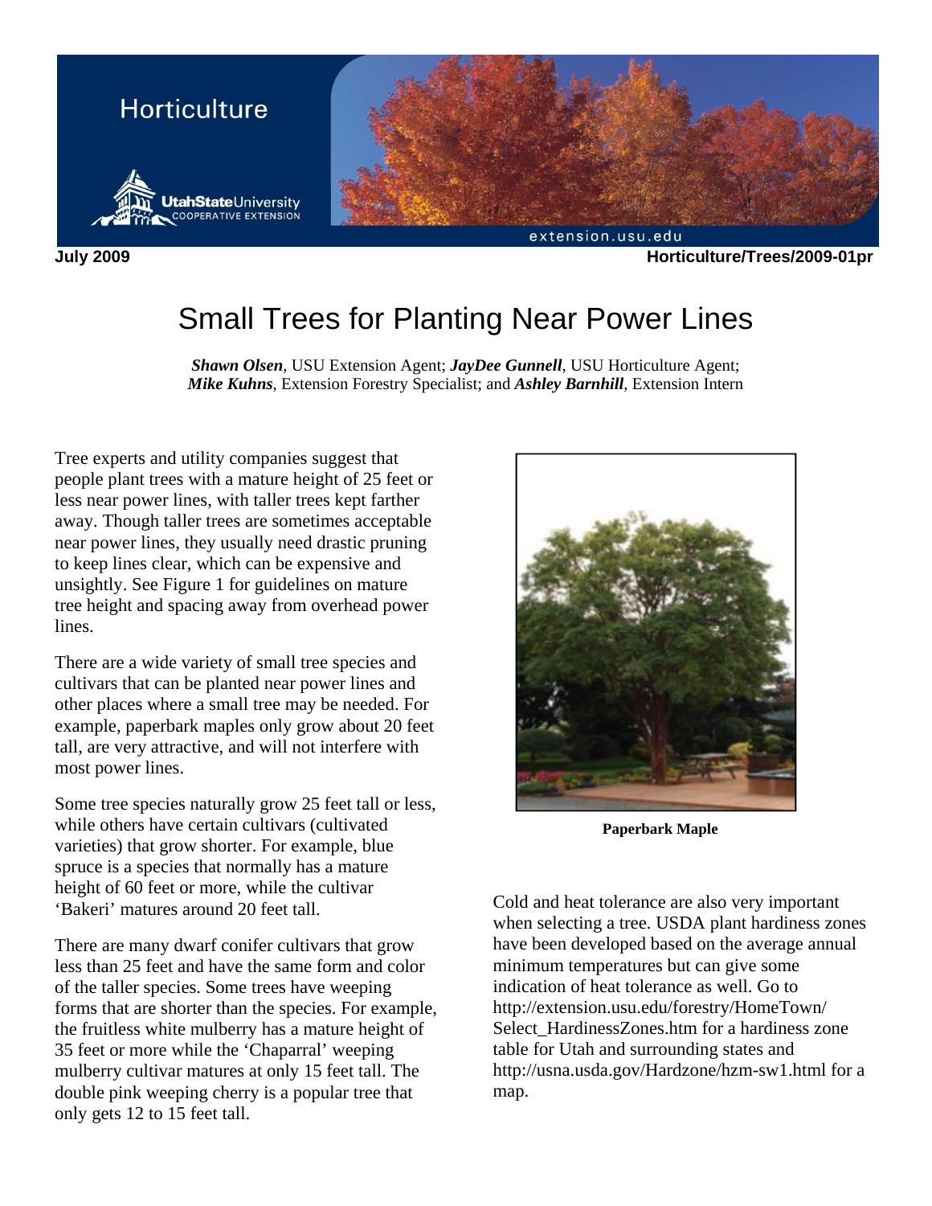Horticulture

July 2009 Horticulture/Trees/2009-01pr

# Small Trees for Planting Near Power Lines

***Shawn Olsen***, USU Extension Agent; ***JayDee Gunnell***, USU Horticulture Agent; ***Mike Kuhns***, Extension Forestry Specialist; and ***Ashley Barnhill***, Extension Intern

Tree experts and utility companies suggest that people plant trees with a mature height of 25 feet or less near power lines, with taller trees kept farther away. Though taller trees are sometimes acceptable near power lines, they usually need drastic pruning to keep lines clear, which can be expensive and unsightly. See Figure 1 for guidelines on mature tree height and spacing away from overhead power lines.

There are a wide variety of small tree species and cultivars that can be planted near power lines and other places where a small tree may be needed. For example, paperbark maples only grow about 20 feet tall, are very attractive, and will not interfere with most power lines.

Some tree species naturally grow 25 feet tall or less, while others have certain cultivars (cultivated varieties) that grow shorter. For example, blue spruce is a species that normally has a mature height of 60 feet or more, while the cultivar 'Bakeri' matures around 20 feet tall.

There are many dwarf conifer cultivars that grow less than 25 feet and have the same form and color of the taller species. Some trees have weeping forms that are shorter than the species. For example, the fruitless white mulberry has a mature height of 35 feet or more while the 'Chaparral' weeping mulberry cultivar matures at only 15 feet tall. The double pink weeping cherry is a popular tree that only gets 12 to 15 feet tall.

**Paperbark Maple**

Cold and heat tolerance are also very important when selecting a tree. USDA plant hardiness zones have been developed based on the average annual minimum temperatures but can give some indication of heat tolerance as well. Go to http://extension.usu.edu/forestry/HomeTown/Select_HardinessZones.htm for a hardiness zone table for Utah and surrounding states and http://usna.usda.gov/Hardzone/hzm-sw1.html for a map.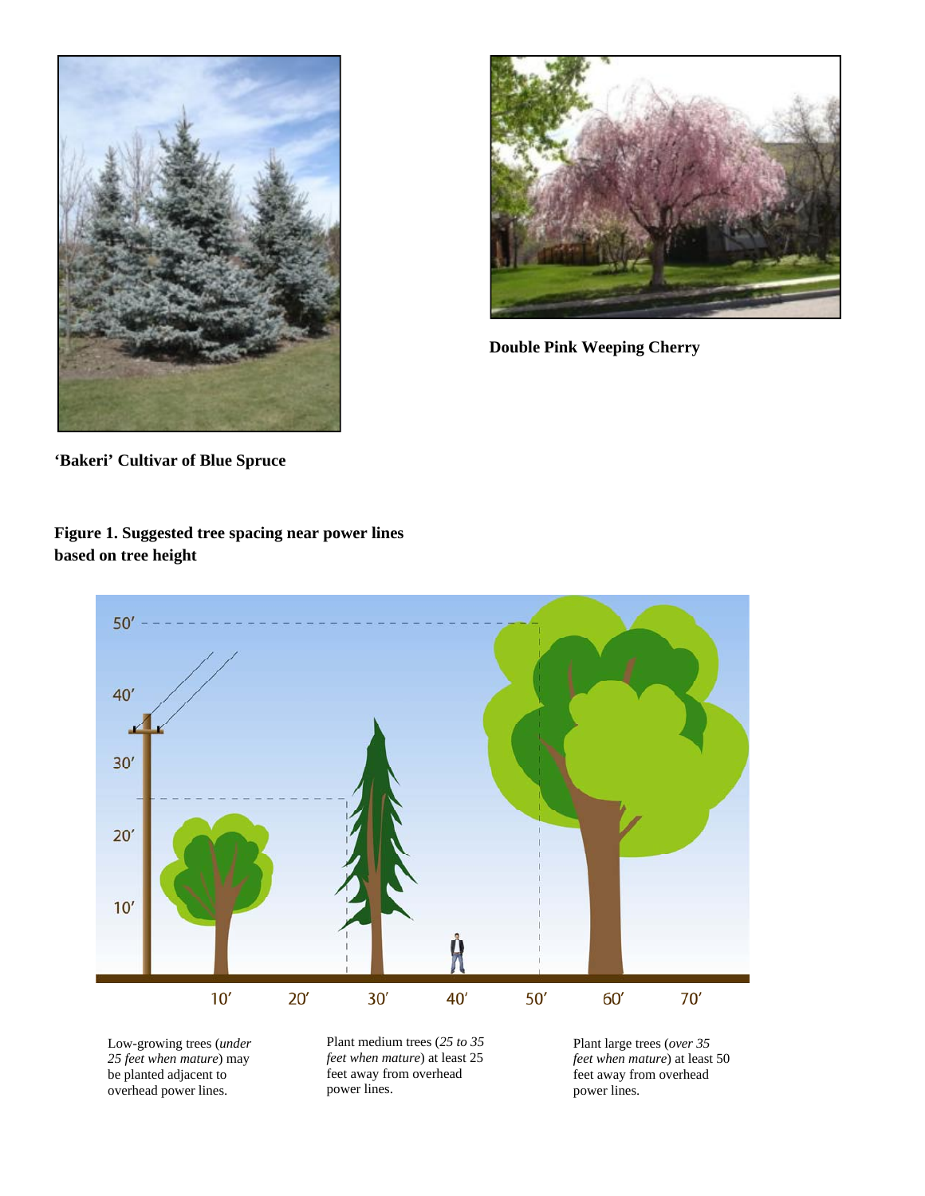**'Bakeri' Cultivar of Blue Spruce**

**Double Pink Weeping Cherry**

**Figure 1. Suggested tree spacing near power lines based on tree height**

Low-growing trees (*under 25 feet when mature*) may be planted adjacent to overhead power lines.

Plant medium trees (*25 to 35 feet when mature*) at least 25 feet away from overhead power lines.

Plant large trees (*over 35 feet when mature*) at least 50 feet away from overhead power lines.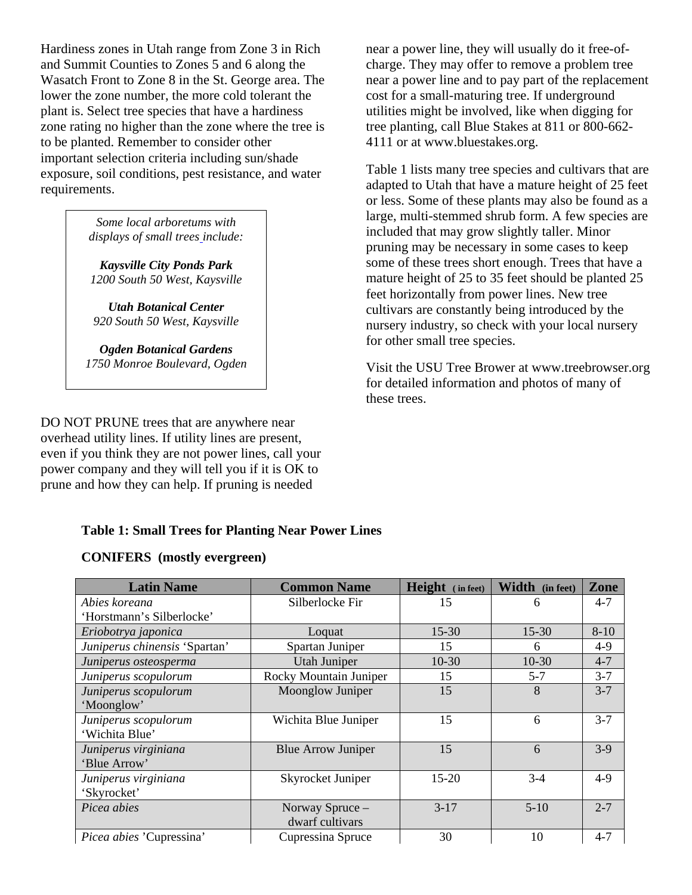Hardiness zones in Utah range from Zone 3 in Rich and Summit Counties to Zones 5 and 6 along the Wasatch Front to Zone 8 in the St. George area. The lower the zone number, the more cold tolerant the plant is. Select tree species that have a hardiness zone rating no higher than the zone where the tree is to be planted. Remember to consider other important selection criteria including sun/shade exposure, soil conditions, pest resistance, and water requirements.

> *Some local arboretums with displays of small trees include:*
>
> ***Kaysville City Ponds Park***
> *1200 South 50 West, Kaysville*
>
> ***Utah Botanical Center***
> *920 South 50 West, Kaysville*
>
> ***Ogden Botanical Gardens***
> *1750 Monroe Boulevard, Ogden*

DO NOT PRUNE trees that are anywhere near overhead utility lines. If utility lines are present, even if you think they are not power lines, call your power company and they will tell you if it is OK to prune and how they can help. If pruning is needed near a power line, they will usually do it free-of-charge. They may offer to remove a problem tree near a power line and to pay part of the replacement cost for a small-maturing tree. If underground utilities might be involved, like when digging for tree planting, call Blue Stakes at 811 or 800-662-4111 or at www.bluestakes.org.

Table 1 lists many tree species and cultivars that are adapted to Utah that have a mature height of 25 feet or less. Some of these plants may also be found as a large, multi-stemmed shrub form. A few species are included that may grow slightly taller. Minor pruning may be necessary in some cases to keep some of these trees short enough. Trees that have a mature height of 25 to 35 feet should be planted 25 feet horizontally from power lines. New tree cultivars are constantly being introduced by the nursery industry, so check with your local nursery for other small tree species.

Visit the USU Tree Brower at www.treebrowser.org for detailed information and photos of many of these trees.

**Table 1: Small Trees for Planting Near Power Lines**

**CONIFERS (mostly evergreen)**

| Latin Name | Common Name | Height (in feet) | Width (in feet) | Zone |
|---|---|---|---|---|
| *Abies koreana* 'Horstmann's Silberlocke' | Silberlocke Fir | 15 | 6 | 4-7 |
| *Eriobotrya japonica* | Loquat | 15-30 | 15-30 | 8-10 |
| *Juniperus chinensis* 'Spartan' | Spartan Juniper | 15 | 6 | 4-9 |
| *Juniperus osteosperma* | Utah Juniper | 10-30 | 10-30 | 4-7 |
| *Juniperus scopulorum* | Rocky Mountain Juniper | 15 | 5-7 | 3-7 |
| *Juniperus scopulorum* 'Moonglow' | Moonglow Juniper | 15 | 8 | 3-7 |
| *Juniperus scopulorum* 'Wichita Blue' | Wichita Blue Juniper | 15 | 6 | 3-7 |
| *Juniperus virginiana* 'Blue Arrow' | Blue Arrow Juniper | 15 | 6 | 3-9 |
| *Juniperus virginiana* 'Skyrocket' | Skyrocket Juniper | 15-20 | 3-4 | 4-9 |
| *Picea abies* | Norway Spruce – dwarf cultivars | 3-17 | 5-10 | 2-7 |
| *Picea abies* 'Cupressina' | Cupressina Spruce | 30 | 10 | 4-7 |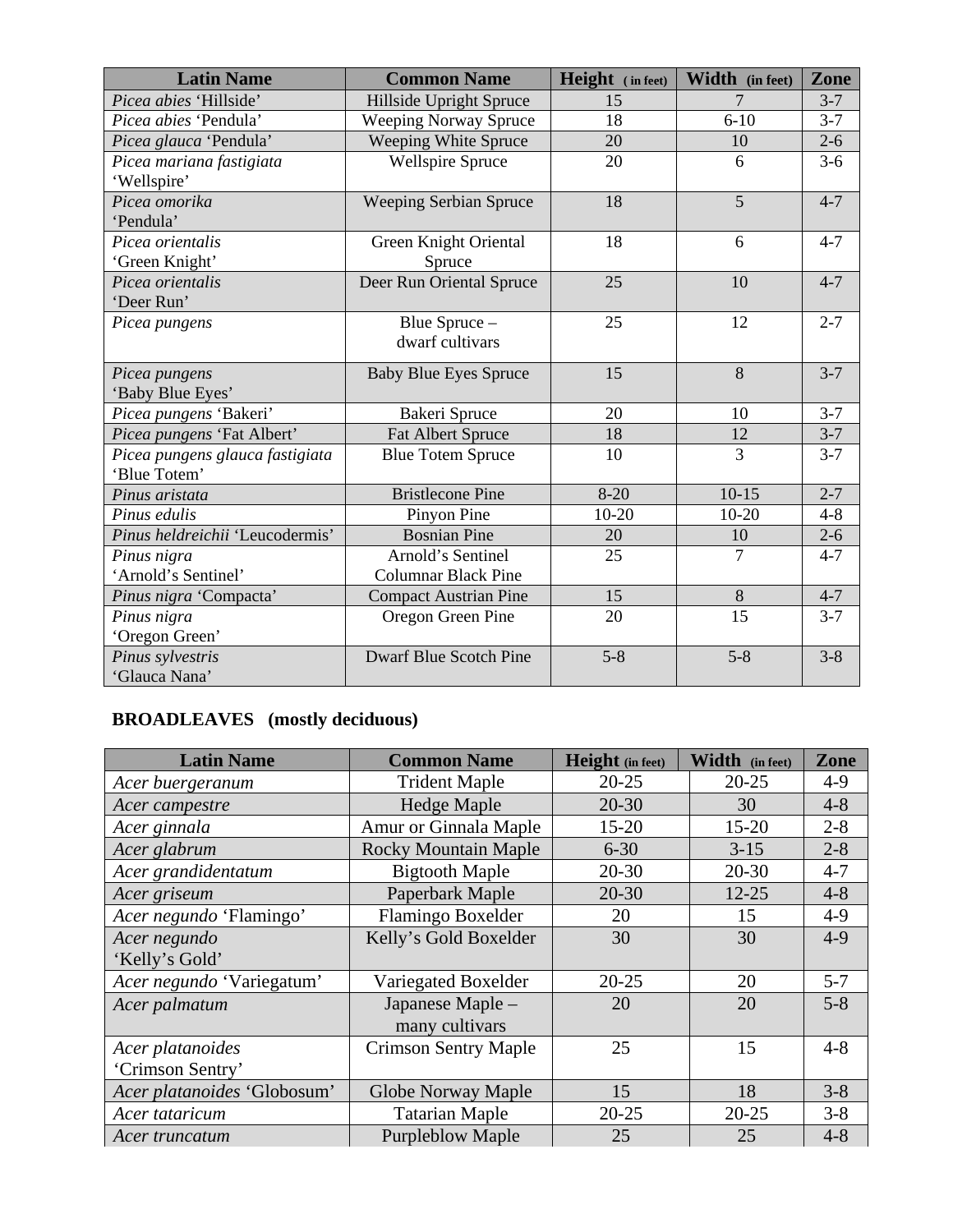| Latin Name | Common Name | Height (in feet) | Width (in feet) | Zone |
|---|---|---|---|---|
| *Picea abies* 'Hillside' | Hillside Upright Spruce | 15 | 7 | 3-7 |
| *Picea abies* 'Pendula' | Weeping Norway Spruce | 18 | 6-10 | 3-7 |
| *Picea glauca* 'Pendula' | Weeping White Spruce | 20 | 10 | 2-6 |
| *Picea mariana fastigiata* 'Wellspire' | Wellspire Spruce | 20 | 6 | 3-6 |
| *Picea omorika* 'Pendula' | Weeping Serbian Spruce | 18 | 5 | 4-7 |
| *Picea orientalis* 'Green Knight' | Green Knight Oriental Spruce | 18 | 6 | 4-7 |
| *Picea orientalis* 'Deer Run' | Deer Run Oriental Spruce | 25 | 10 | 4-7 |
| *Picea pungens* | Blue Spruce – dwarf cultivars | 25 | 12 | 2-7 |
| *Picea pungens* 'Baby Blue Eyes' | Baby Blue Eyes Spruce | 15 | 8 | 3-7 |
| *Picea pungens* 'Bakeri' | Bakeri Spruce | 20 | 10 | 3-7 |
| *Picea pungens* 'Fat Albert' | Fat Albert Spruce | 18 | 12 | 3-7 |
| *Picea pungens glauca fastigiata* 'Blue Totem' | Blue Totem Spruce | 10 | 3 | 3-7 |
| *Pinus aristata* | Bristlecone Pine | 8-20 | 10-15 | 2-7 |
| *Pinus edulis* | Pinyon Pine | 10-20 | 10-20 | 4-8 |
| *Pinus heldreichii* 'Leucodermis' | Bosnian Pine | 20 | 10 | 2-6 |
| *Pinus nigra* 'Arnold's Sentinel' | Arnold's Sentinel Columnar Black Pine | 25 | 7 | 4-7 |
| *Pinus nigra* 'Compacta' | Compact Austrian Pine | 15 | 8 | 4-7 |
| *Pinus nigra* 'Oregon Green' | Oregon Green Pine | 20 | 15 | 3-7 |
| *Pinus sylvestris* 'Glauca Nana' | Dwarf Blue Scotch Pine | 5-8 | 5-8 | 3-8 |

## BROADLEAVES (mostly deciduous)

| Latin Name | Common Name | Height (in feet) | Width (in feet) | Zone |
|---|---|---|---|---|
| *Acer buergeranum* | Trident Maple | 20-25 | 20-25 | 4-9 |
| *Acer campestre* | Hedge Maple | 20-30 | 30 | 4-8 |
| *Acer ginnala* | Amur or Ginnala Maple | 15-20 | 15-20 | 2-8 |
| *Acer glabrum* | Rocky Mountain Maple | 6-30 | 3-15 | 2-8 |
| *Acer grandidentatum* | Bigtooth Maple | 20-30 | 20-30 | 4-7 |
| *Acer griseum* | Paperbark Maple | 20-30 | 12-25 | 4-8 |
| *Acer negundo* 'Flamingo' | Flamingo Boxelder | 20 | 15 | 4-9 |
| *Acer negundo* 'Kelly's Gold' | Kelly's Gold Boxelder | 30 | 30 | 4-9 |
| *Acer negundo* 'Variegatum' | Variegated Boxelder | 20-25 | 20 | 5-7 |
| *Acer palmatum* | Japanese Maple – many cultivars | 20 | 20 | 5-8 |
| *Acer platanoides* 'Crimson Sentry' | Crimson Sentry Maple | 25 | 15 | 4-8 |
| *Acer platanoides* 'Globosum' | Globe Norway Maple | 15 | 18 | 3-8 |
| *Acer tataricum* | Tatarian Maple | 20-25 | 20-25 | 3-8 |
| *Acer truncatum* | Purpleblow Maple | 25 | 25 | 4-8 |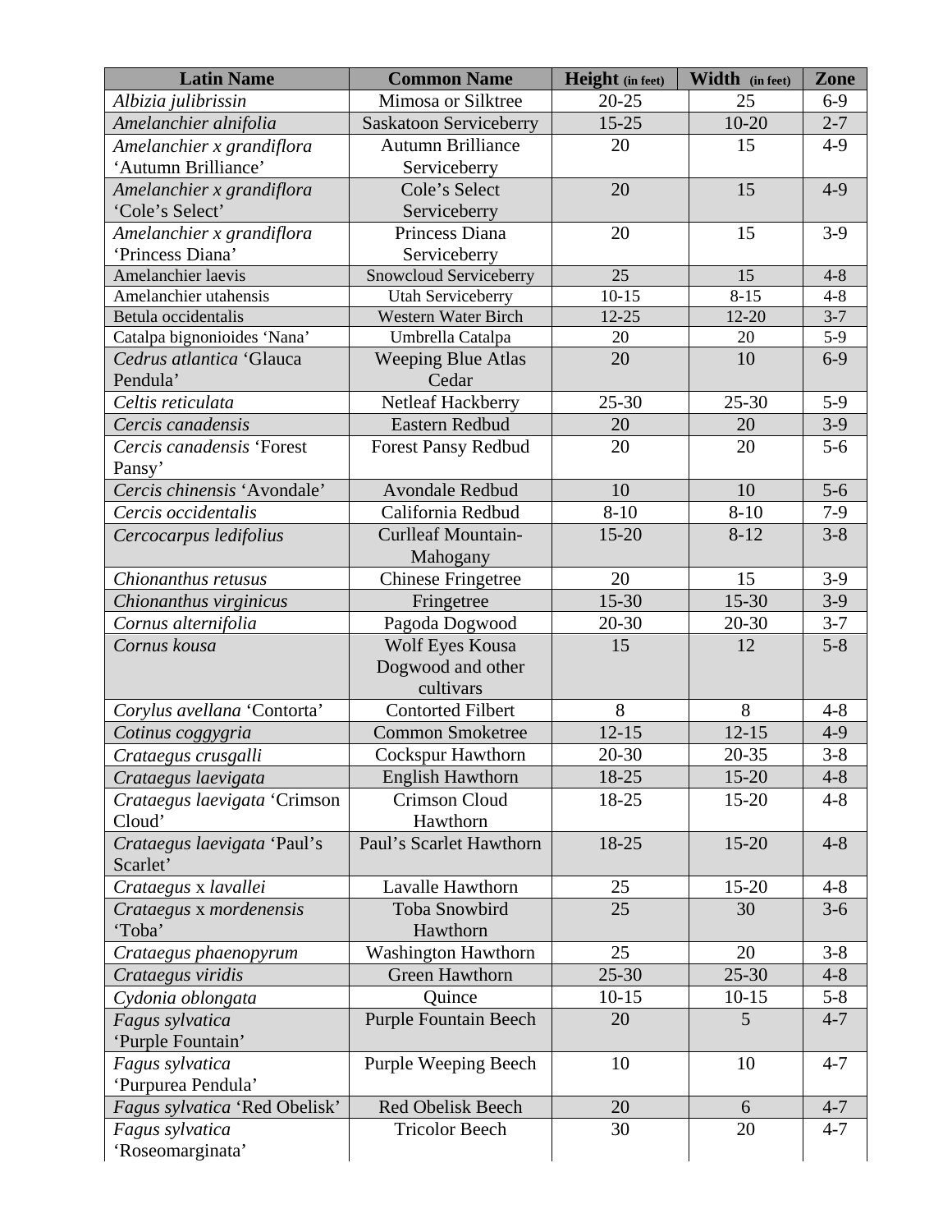| Latin Name | Common Name | Height (in feet) | Width (in feet) | Zone |
|---|---|---|---|---|
| *Albizia julibrissin* | Mimosa or Silktree | 20-25 | 25 | 6-9 |
| *Amelanchier alnifolia* | Saskatoon Serviceberry | 15-25 | 10-20 | 2-7 |
| *Amelanchier x grandiflora* 'Autumn Brilliance' | Autumn Brilliance Serviceberry | 20 | 15 | 4-9 |
| *Amelanchier x grandiflora* 'Cole's Select' | Cole's Select Serviceberry | 20 | 15 | 4-9 |
| *Amelanchier x grandiflora* 'Princess Diana' | Princess Diana Serviceberry | 20 | 15 | 3-9 |
| Amelanchier laevis | Snowcloud Serviceberry | 25 | 15 | 4-8 |
| Amelanchier utahensis | Utah Serviceberry | 10-15 | 8-15 | 4-8 |
| Betula occidentalis | Western Water Birch | 12-25 | 12-20 | 3-7 |
| Catalpa bignonioides 'Nana' | Umbrella Catalpa | 20 | 20 | 5-9 |
| *Cedrus atlantica* 'Glauca Pendula' | Weeping Blue Atlas Cedar | 20 | 10 | 6-9 |
| *Celtis reticulata* | Netleaf Hackberry | 25-30 | 25-30 | 5-9 |
| *Cercis canadensis* | Eastern Redbud | 20 | 20 | 3-9 |
| *Cercis canadensis* 'Forest Pansy' | Forest Pansy Redbud | 20 | 20 | 5-6 |
| *Cercis chinensis* 'Avondale' | Avondale Redbud | 10 | 10 | 5-6 |
| *Cercis occidentalis* | California Redbud | 8-10 | 8-10 | 7-9 |
| *Cercocarpus ledifolius* | Curlleaf Mountain-Mahogany | 15-20 | 8-12 | 3-8 |
| *Chionanthus retusus* | Chinese Fringetree | 20 | 15 | 3-9 |
| *Chionanthus virginicus* | Fringetree | 15-30 | 15-30 | 3-9 |
| *Cornus alternifolia* | Pagoda Dogwood | 20-30 | 20-30 | 3-7 |
| *Cornus kousa* | Wolf Eyes Kousa Dogwood and other cultivars | 15 | 12 | 5-8 |
| *Corylus avellana* 'Contorta' | Contorted Filbert | 8 | 8 | 4-8 |
| *Cotinus coggygria* | Common Smoketree | 12-15 | 12-15 | 4-9 |
| *Crataegus crusgalli* | Cockspur Hawthorn | 20-30 | 20-35 | 3-8 |
| *Crataegus laevigata* | English Hawthorn | 18-25 | 15-20 | 4-8 |
| *Crataegus laevigata* 'Crimson Cloud' | Crimson Cloud Hawthorn | 18-25 | 15-20 | 4-8 |
| *Crataegus laevigata* 'Paul's Scarlet' | Paul's Scarlet Hawthorn | 18-25 | 15-20 | 4-8 |
| *Crataegus* x *lavallei* | Lavalle Hawthorn | 25 | 15-20 | 4-8 |
| *Crataegus* x *mordenensis* 'Toba' | Toba Snowbird Hawthorn | 25 | 30 | 3-6 |
| *Crataegus phaenopyrum* | Washington Hawthorn | 25 | 20 | 3-8 |
| *Crataegus viridis* | Green Hawthorn | 25-30 | 25-30 | 4-8 |
| *Cydonia oblongata* | Quince | 10-15 | 10-15 | 5-8 |
| *Fagus sylvatica* 'Purple Fountain' | Purple Fountain Beech | 20 | 5 | 4-7 |
| *Fagus sylvatica* 'Purpurea Pendula' | Purple Weeping Beech | 10 | 10 | 4-7 |
| *Fagus sylvatica* 'Red Obelisk' | Red Obelisk Beech | 20 | 6 | 4-7 |
| *Fagus sylvatica* 'Roseomarginata' | Tricolor Beech | 30 | 20 | 4-7 |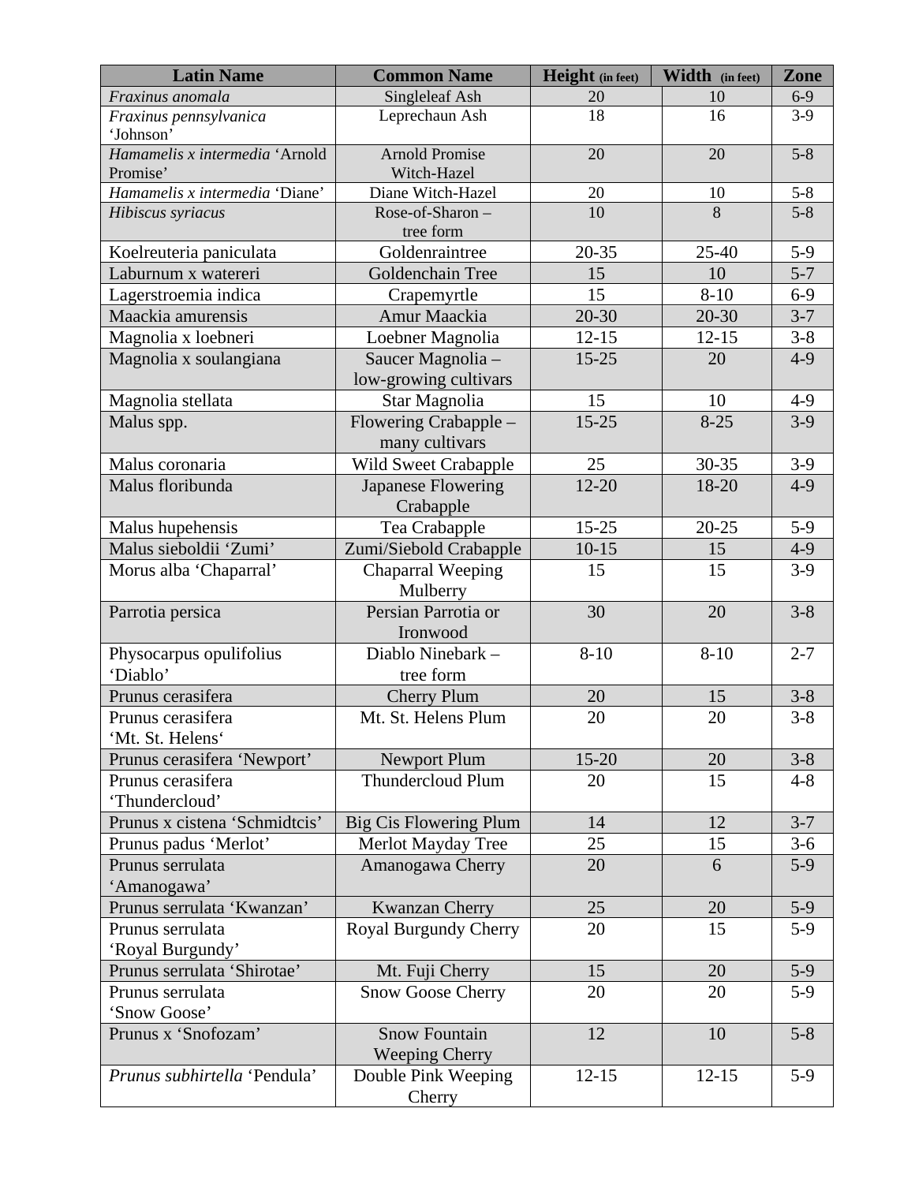| Latin Name | Common Name | Height (in feet) | Width (in feet) | Zone |
|---|---|---|---|---|
| *Fraxinus anomala* | Singleleaf Ash | 20 | 10 | 6-9 |
| *Fraxinus pennsylvanica* 'Johnson' | Leprechaun Ash | 18 | 16 | 3-9 |
| *Hamamelis x intermedia* 'Arnold Promise' | Arnold Promise Witch-Hazel | 20 | 20 | 5-8 |
| *Hamamelis x intermedia* 'Diane' | Diane Witch-Hazel | 20 | 10 | 5-8 |
| *Hibiscus syriacus* | Rose-of-Sharon – tree form | 10 | 8 | 5-8 |
| Koelreuteria paniculata | Goldenraintree | 20-35 | 25-40 | 5-9 |
| Laburnum x watereri | Goldenchain Tree | 15 | 10 | 5-7 |
| Lagerstroemia indica | Crapemyrtle | 15 | 8-10 | 6-9 |
| Maackia amurensis | Amur Maackia | 20-30 | 20-30 | 3-7 |
| Magnolia x loebneri | Loebner Magnolia | 12-15 | 12-15 | 3-8 |
| Magnolia x soulangiana | Saucer Magnolia – low-growing cultivars | 15-25 | 20 | 4-9 |
| Magnolia stellata | Star Magnolia | 15 | 10 | 4-9 |
| Malus spp. | Flowering Crabapple – many cultivars | 15-25 | 8-25 | 3-9 |
| Malus coronaria | Wild Sweet Crabapple | 25 | 30-35 | 3-9 |
| Malus floribunda | Japanese Flowering Crabapple | 12-20 | 18-20 | 4-9 |
| Malus hupehensis | Tea Crabapple | 15-25 | 20-25 | 5-9 |
| Malus sieboldii 'Zumi' | Zumi/Siebold Crabapple | 10-15 | 15 | 4-9 |
| Morus alba 'Chaparral' | Chaparral Weeping Mulberry | 15 | 15 | 3-9 |
| Parrotia persica | Persian Parrotia or Ironwood | 30 | 20 | 3-8 |
| Physocarpus opulifolius 'Diablo' | Diablo Ninebark – tree form | 8-10 | 8-10 | 2-7 |
| Prunus cerasifera | Cherry Plum | 20 | 15 | 3-8 |
| Prunus cerasifera 'Mt. St. Helens' | Mt. St. Helens Plum | 20 | 20 | 3-8 |
| Prunus cerasifera 'Newport' | Newport Plum | 15-20 | 20 | 3-8 |
| Prunus cerasifera 'Thundercloud' | Thundercloud Plum | 20 | 15 | 4-8 |
| Prunus x cistena 'Schmidtcis' | Big Cis Flowering Plum | 14 | 12 | 3-7 |
| Prunus padus 'Merlot' | Merlot Mayday Tree | 25 | 15 | 3-6 |
| Prunus serrulata 'Amanogawa' | Amanogawa Cherry | 20 | 6 | 5-9 |
| Prunus serrulata 'Kwanzan' | Kwanzan Cherry | 25 | 20 | 5-9 |
| Prunus serrulata 'Royal Burgundy' | Royal Burgundy Cherry | 20 | 15 | 5-9 |
| Prunus serrulata 'Shirotae' | Mt. Fuji Cherry | 15 | 20 | 5-9 |
| Prunus serrulata 'Snow Goose' | Snow Goose Cherry | 20 | 20 | 5-9 |
| Prunus x 'Snofozam' | Snow Fountain Weeping Cherry | 12 | 10 | 5-8 |
| *Prunus subhirtella* 'Pendula' | Double Pink Weeping Cherry | 12-15 | 12-15 | 5-9 |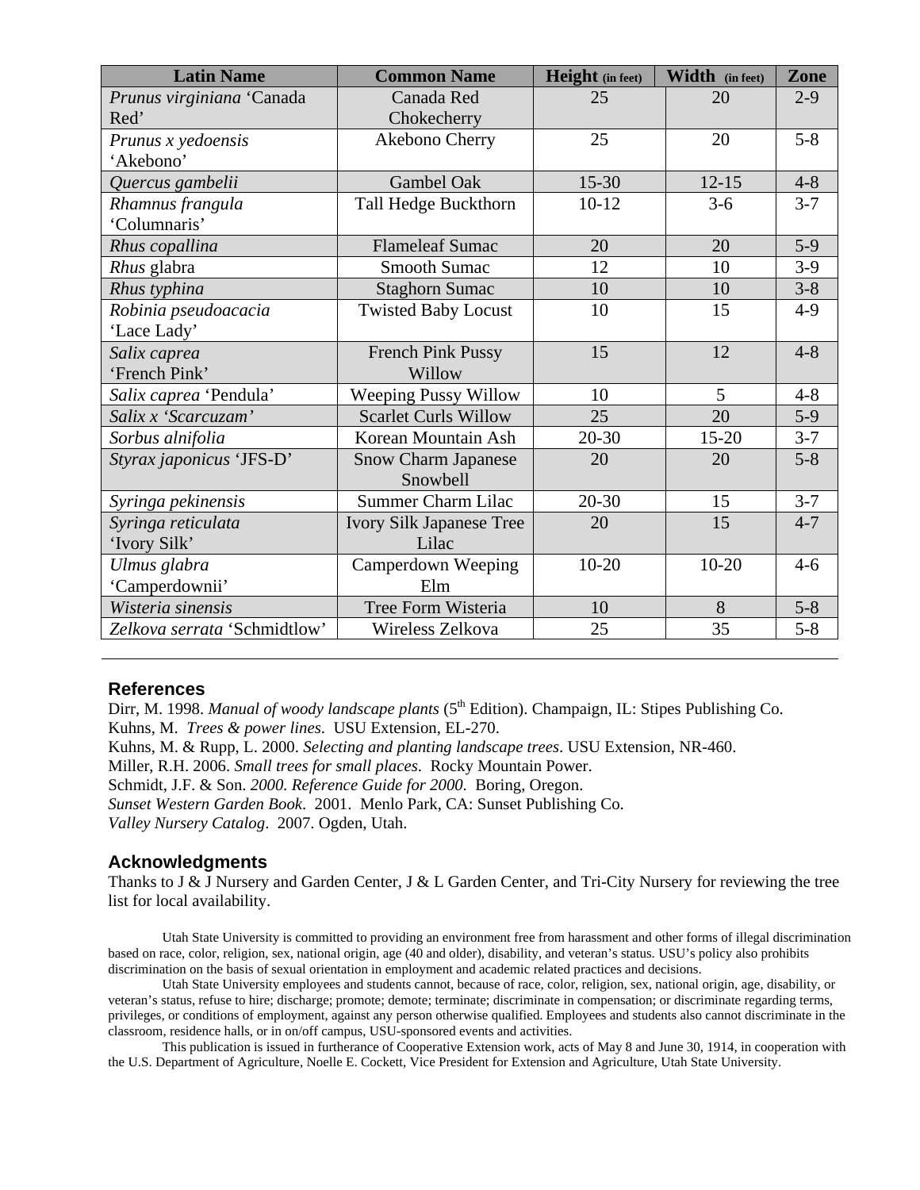| Latin Name | Common Name | Height (in feet) | Width (in feet) | Zone |
|---|---|---|---|---|
| *Prunus virginiana* 'Canada Red' | Canada Red Chokecherry | 25 | 20 | 2-9 |
| *Prunus x yedoensis* 'Akebono' | Akebono Cherry | 25 | 20 | 5-8 |
| *Quercus gambelii* | Gambel Oak | 15-30 | 12-15 | 4-8 |
| *Rhamnus frangula* 'Columnaris' | Tall Hedge Buckthorn | 10-12 | 3-6 | 3-7 |
| *Rhus copallina* | Flameleaf Sumac | 20 | 20 | 5-9 |
| *Rhus* glabra | Smooth Sumac | 12 | 10 | 3-9 |
| *Rhus typhina* | Staghorn Sumac | 10 | 10 | 3-8 |
| *Robinia pseudoacacia* 'Lace Lady' | Twisted Baby Locust | 10 | 15 | 4-9 |
| *Salix caprea* 'French Pink' | French Pink Pussy Willow | 15 | 12 | 4-8 |
| *Salix caprea* 'Pendula' | Weeping Pussy Willow | 10 | 5 | 4-8 |
| *Salix x 'Scarcuzam'* | Scarlet Curls Willow | 25 | 20 | 5-9 |
| *Sorbus alnifolia* | Korean Mountain Ash | 20-30 | 15-20 | 3-7 |
| *Styrax japonicus* 'JFS-D' | Snow Charm Japanese Snowbell | 20 | 20 | 5-8 |
| *Syringa pekinensis* | Summer Charm Lilac | 20-30 | 15 | 3-7 |
| *Syringa reticulata* 'Ivory Silk' | Ivory Silk Japanese Tree Lilac | 20 | 15 | 4-7 |
| *Ulmus glabra* 'Camperdownii' | Camperdown Weeping Elm | 10-20 | 10-20 | 4-6 |
| *Wisteria sinensis* | Tree Form Wisteria | 10 | 8 | 5-8 |
| *Zelkova serrata* 'Schmidtlow' | Wireless Zelkova | 25 | 35 | 5-8 |

## References

Dirr, M. 1998. *Manual of woody landscape plants* (5th Edition). Champaign, IL: Stipes Publishing Co.
Kuhns, M. *Trees & power lines*. USU Extension, EL-270.
Kuhns, M. & Rupp, L. 2000. *Selecting and planting landscape trees*. USU Extension, NR-460.
Miller, R.H. 2006. *Small trees for small places*. Rocky Mountain Power.
Schmidt, J.F. & Son. *2000. Reference Guide for 2000*. Boring, Oregon.
*Sunset Western Garden Book*. 2001. Menlo Park, CA: Sunset Publishing Co.
*Valley Nursery Catalog*. 2007. Ogden, Utah.

## Acknowledgments

Thanks to J & J Nursery and Garden Center, J & L Garden Center, and Tri-City Nursery for reviewing the tree list for local availability.

Utah State University is committed to providing an environment free from harassment and other forms of illegal discrimination based on race, color, religion, sex, national origin, age (40 and older), disability, and veteran's status. USU's policy also prohibits discrimination on the basis of sexual orientation in employment and academic related practices and decisions.

Utah State University employees and students cannot, because of race, color, religion, sex, national origin, age, disability, or veteran's status, refuse to hire; discharge; promote; demote; terminate; discriminate in compensation; or discriminate regarding terms, privileges, or conditions of employment, against any person otherwise qualified. Employees and students also cannot discriminate in the classroom, residence halls, or in on/off campus, USU-sponsored events and activities.

This publication is issued in furtherance of Cooperative Extension work, acts of May 8 and June 30, 1914, in cooperation with the U.S. Department of Agriculture, Noelle E. Cockett, Vice President for Extension and Agriculture, Utah State University.